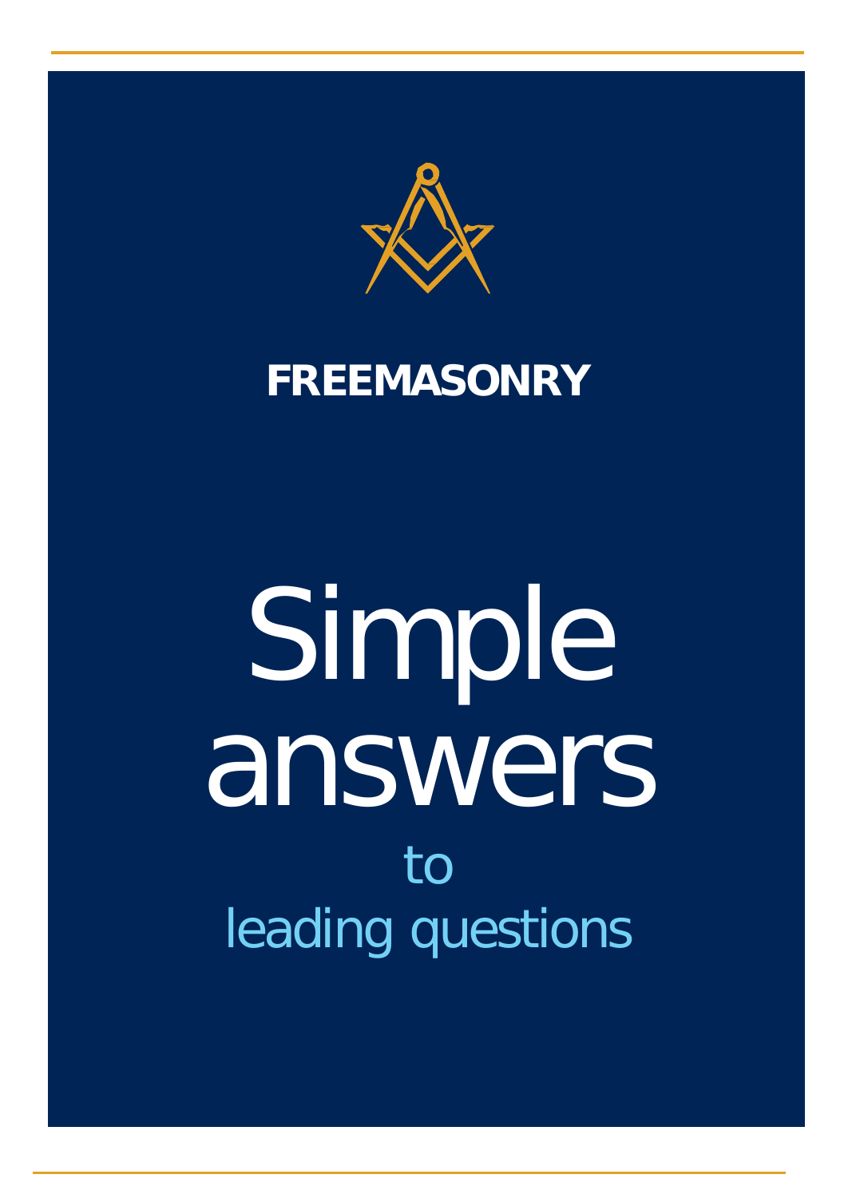**FREEMASONRY**

# Simple answers

to

leading questions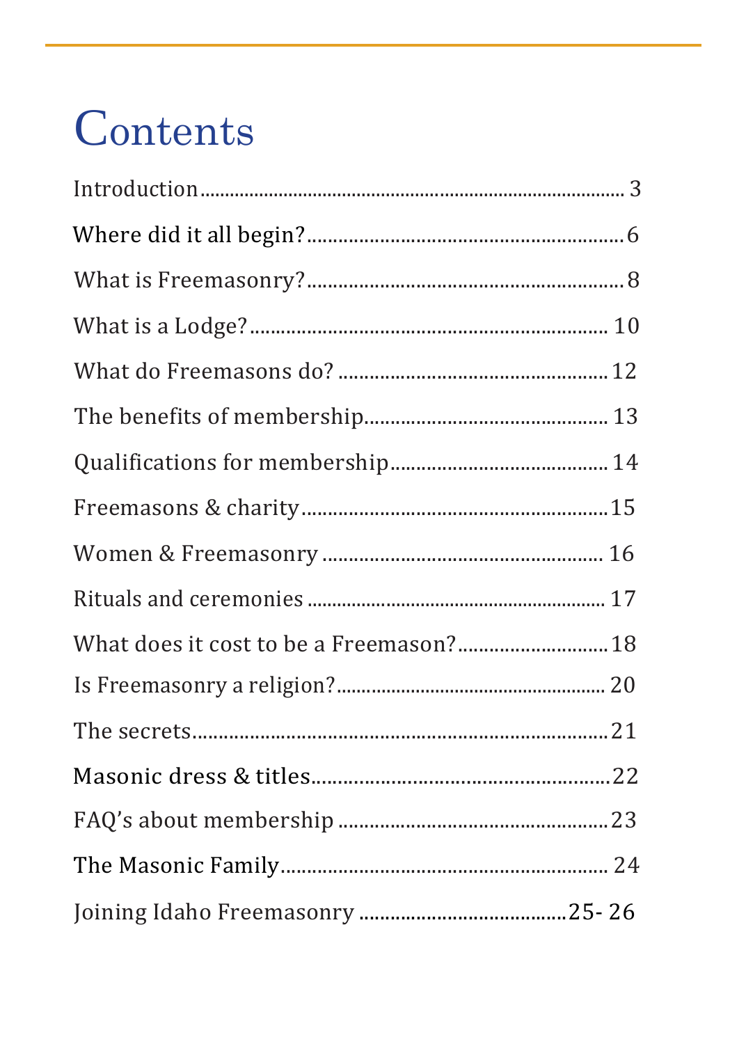# Contents

| | |
|---|---|
| Introduction | 3 |
| Where did it all begin? | 6 |
| What is Freemasonry? | 8 |
| What is a Lodge? | 10 |
| What do Freemasons do? | 12 |
| The benefits of membership | 13 |
| Qualifications for membership | 14 |
| Freemasons & charity | 15 |
| Women & Freemasonry | 16 |
| Rituals and ceremonies | 17 |
| What does it cost to be a Freemason? | 18 |
| Is Freemasonry a religion? | 20 |
| The secrets | 21 |
| Masonic dress & titles | 22 |
| FAQ's about membership | 23 |
| The Masonic Family | 24 |
| Joining Idaho Freemasonry | 25- 26 |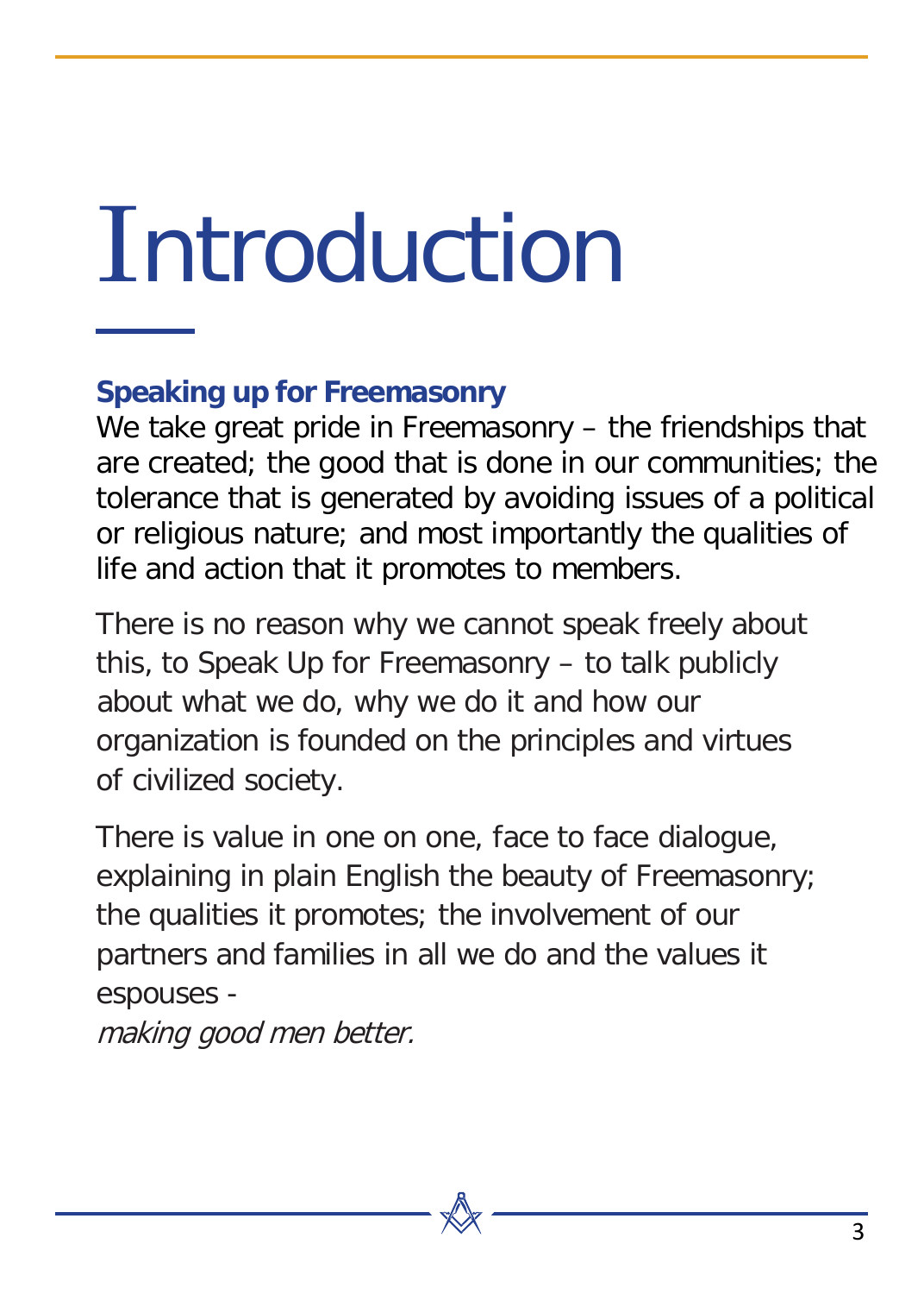# Introduction

## Speaking up for Freemasonry

We take great pride in Freemasonry – the friendships that are created; the good that is done in our communities; the tolerance that is generated by avoiding issues of a political or religious nature; and most importantly the qualities of life and action that it promotes to members.

There is no reason why we cannot speak freely about this, to Speak Up for Freemasonry – to talk publicly about what we do, why we do it and how our organization is founded on the principles and virtues of civilized society.

There is value in one on one, face to face dialogue, explaining in plain English the beauty of Freemasonry; the qualities it promotes; the involvement of our partners and families in all we do and the values it espouses -
*making good men better.*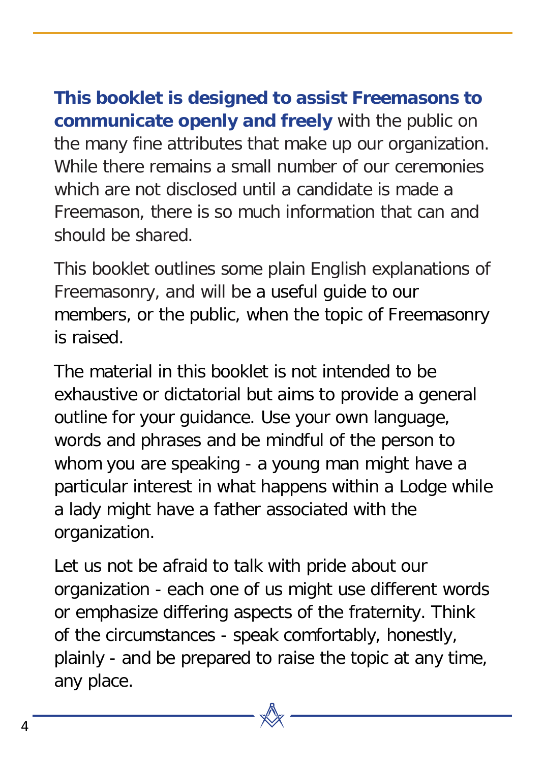**This booklet is designed to assist Freemasons to communicate openly and freely** with the public on the many fine attributes that make up our organization. While there remains a small number of our ceremonies which are not disclosed until a candidate is made a Freemason, there is so much information that can and should be shared.

This booklet outlines some plain English explanations of Freemasonry, and will be a useful guide to our members, or the public, when the topic of Freemasonry is raised.

The material in this booklet is not intended to be exhaustive or dictatorial but aims to provide a general outline for your guidance. Use your own language, words and phrases and be mindful of the person to whom you are speaking - a young man might have a particular interest in what happens within a Lodge while a lady might have a father associated with the organization.

Let us not be afraid to talk with pride about our organization - each one of us might use different words or emphasize differing aspects of the fraternity. Think of the circumstances - speak comfortably, honestly, plainly - and be prepared to raise the topic at any time, any place.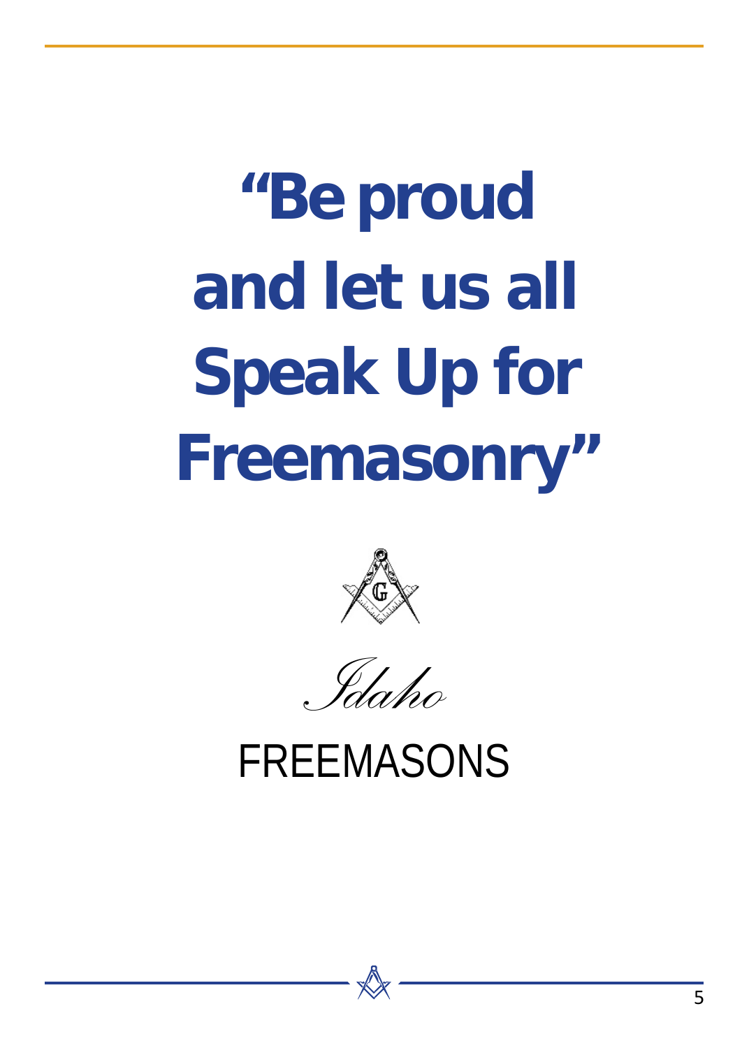# “Be proud and let us all Speak Up for Freemasonry”

*Idaho*

FREEMASONS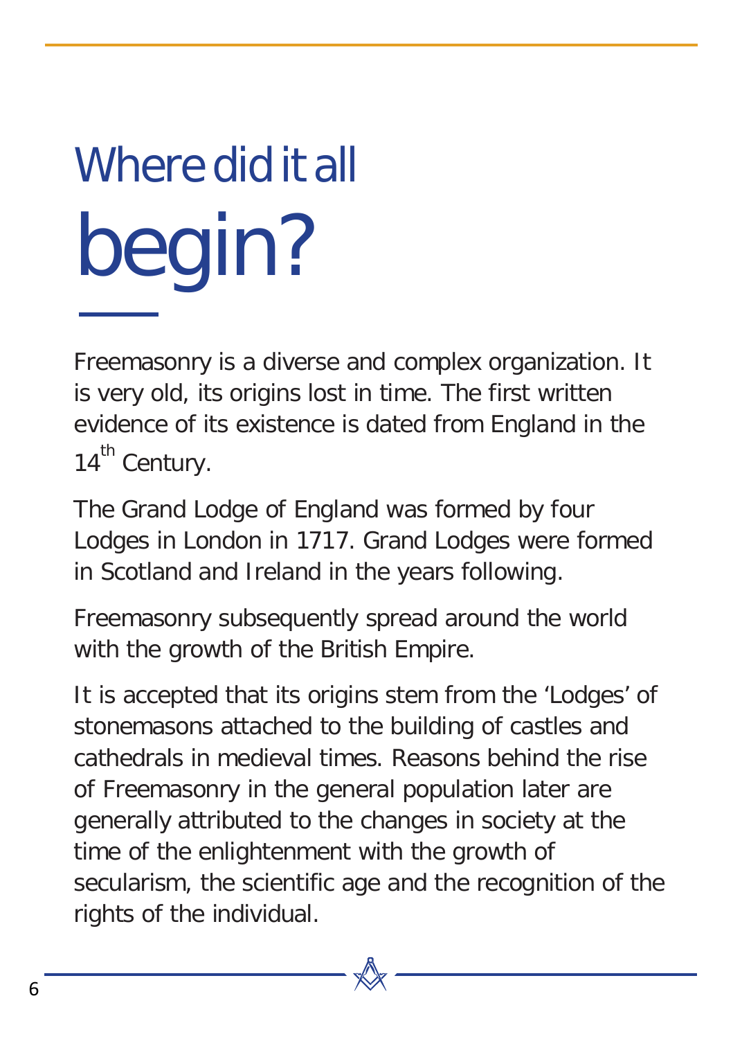# Where did it all begin?

Freemasonry is a diverse and complex organization. It is very old, its origins lost in time. The first written evidence of its existence is dated from England in the $14^{th}$ Century.

The Grand Lodge of England was formed by four Lodges in London in 1717. Grand Lodges were formed in Scotland and Ireland in the years following.

Freemasonry subsequently spread around the world with the growth of the British Empire.

It is accepted that its origins stem from the 'Lodges' of stonemasons attached to the building of castles and cathedrals in medieval times. Reasons behind the rise of Freemasonry in the general population later are generally attributed to the changes in society at the time of the enlightenment with the growth of secularism, the scientific age and the recognition of the rights of the individual.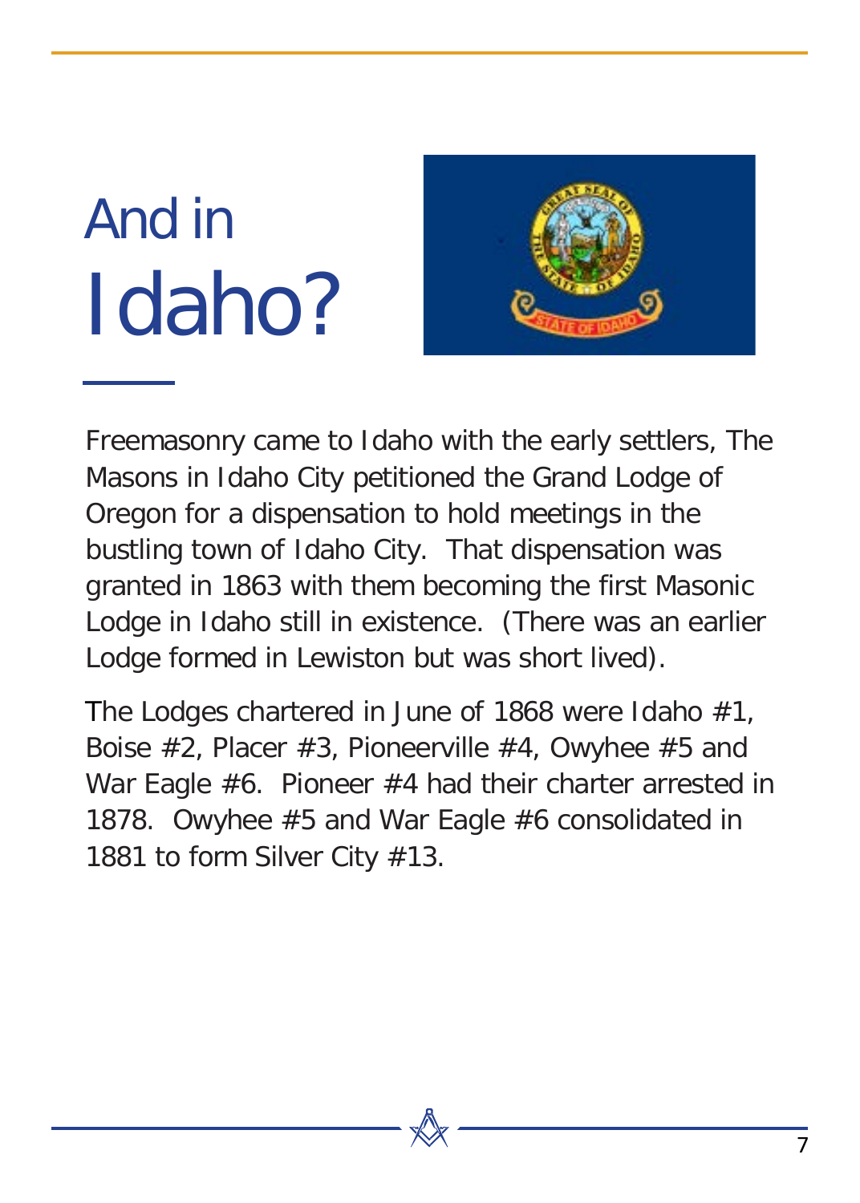# And in Idaho?

Freemasonry came to Idaho with the early settlers, The Masons in Idaho City petitioned the Grand Lodge of Oregon for a dispensation to hold meetings in the bustling town of Idaho City. That dispensation was granted in 1863 with them becoming the first Masonic Lodge in Idaho still in existence. (There was an earlier Lodge formed in Lewiston but was short lived).

The Lodges chartered in June of 1868 were Idaho #1, Boise #2, Placer #3, Pioneerville #4, Owyhee #5 and War Eagle #6. Pioneer #4 had their charter arrested in 1878. Owyhee #5 and War Eagle #6 consolidated in 1881 to form Silver City #13.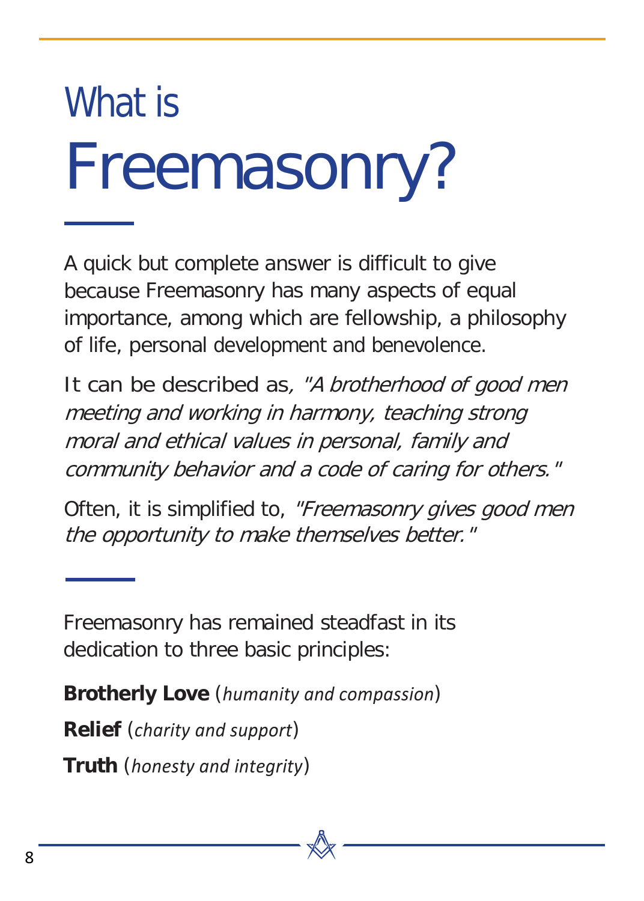# What is Freemasonry?

A quick but complete answer is difficult to give because Freemasonry has many aspects of equal importance, among which are fellowship, a philosophy of life, personal development and benevolence.

It can be described as, *"A brotherhood of good men meeting and working in harmony, teaching strong moral and ethical values in personal, family and community behavior and a code of caring for others."*

Often, it is simplified to, *"Freemasonry gives good men the opportunity to make themselves better."*

Freemasonry has remained steadfast in its dedication to three basic principles:

**Brotherly Love** (*humanity and compassion*)

**Relief** (*charity and support*)

**Truth** (*honesty and integrity*)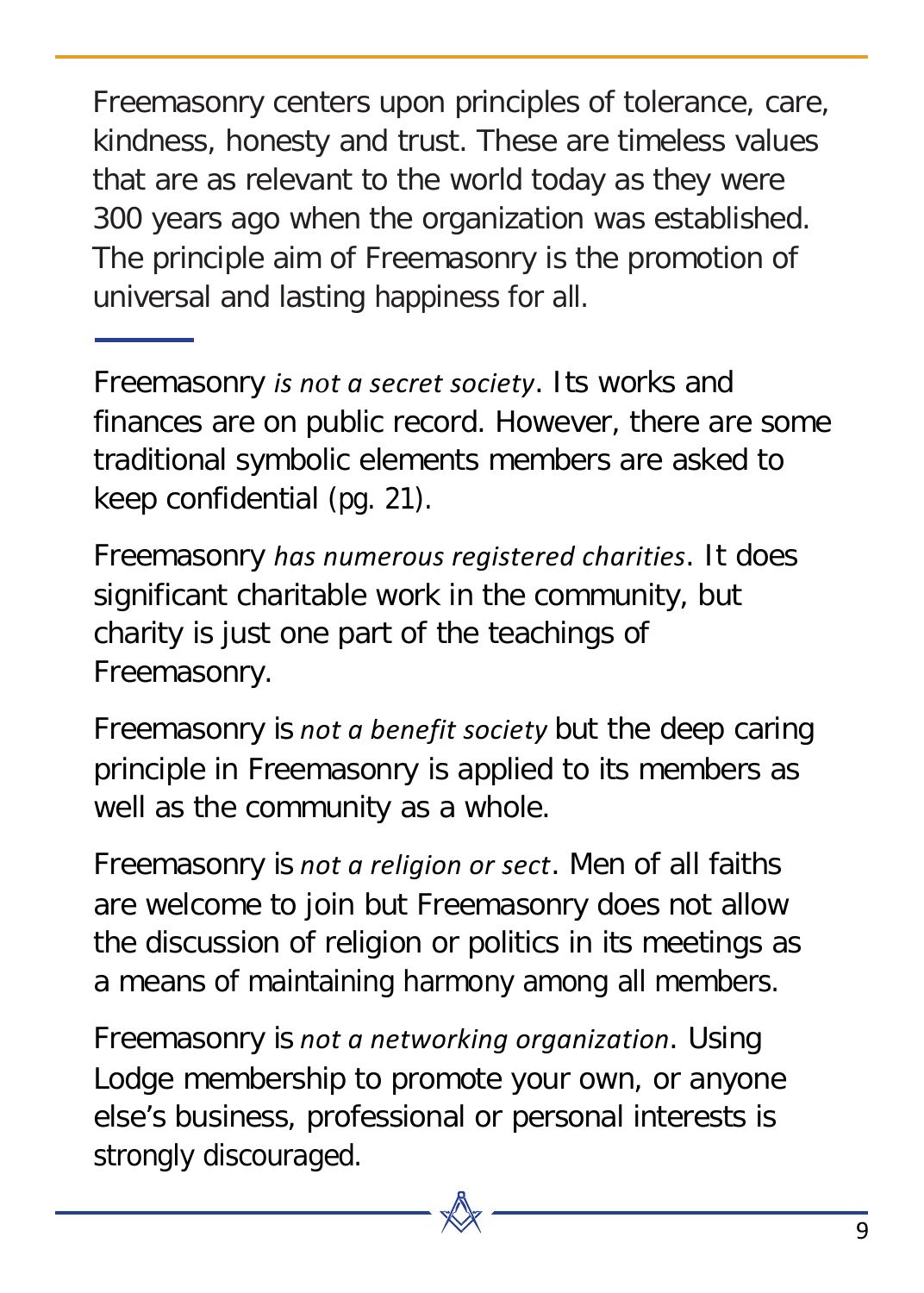Freemasonry centers upon principles of tolerance, care, kindness, honesty and trust. These are timeless values that are as relevant to the world today as they were 300 years ago when the organization was established. The principle aim of Freemasonry is the promotion of universal and lasting happiness for all.

---

Freemasonry *is not a secret society*. Its works and finances are on public record. However, there are some traditional symbolic elements members are asked to keep confidential (pg. 21).

Freemasonry *has numerous registered charities*. It does significant charitable work in the community, but charity is just one part of the teachings of Freemasonry.

Freemasonry is *not a benefit society* but the deep caring principle in Freemasonry is applied to its members as well as the community as a whole.

Freemasonry is *not a religion or sect*. Men of all faiths are welcome to join but Freemasonry does not allow the discussion of religion or politics in its meetings as a means of maintaining harmony among all members.

Freemasonry is *not a networking organization*. Using Lodge membership to promote your own, or anyone else's business, professional or personal interests is strongly discouraged.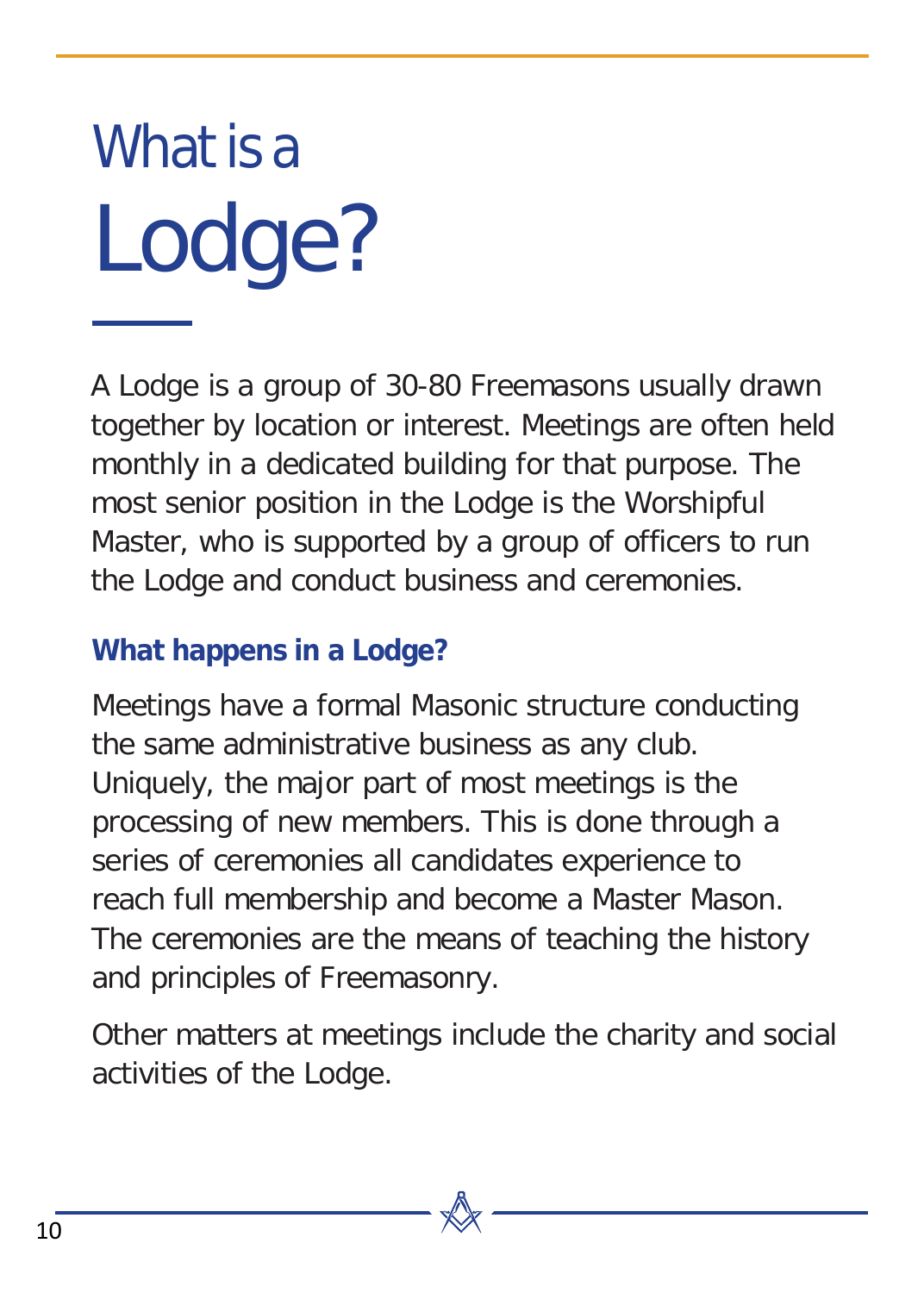# What is a Lodge?

A Lodge is a group of 30-80 Freemasons usually drawn together by location or interest. Meetings are often held monthly in a dedicated building for that purpose. The most senior position in the Lodge is the Worshipful Master, who is supported by a group of officers to run the Lodge and conduct business and ceremonies.

## What happens in a Lodge?

Meetings have a formal Masonic structure conducting the same administrative business as any club. Uniquely, the major part of most meetings is the processing of new members. This is done through a series of ceremonies all candidates experience to reach full membership and become a Master Mason. The ceremonies are the means of teaching the history and principles of Freemasonry.

Other matters at meetings include the charity and social activities of the Lodge.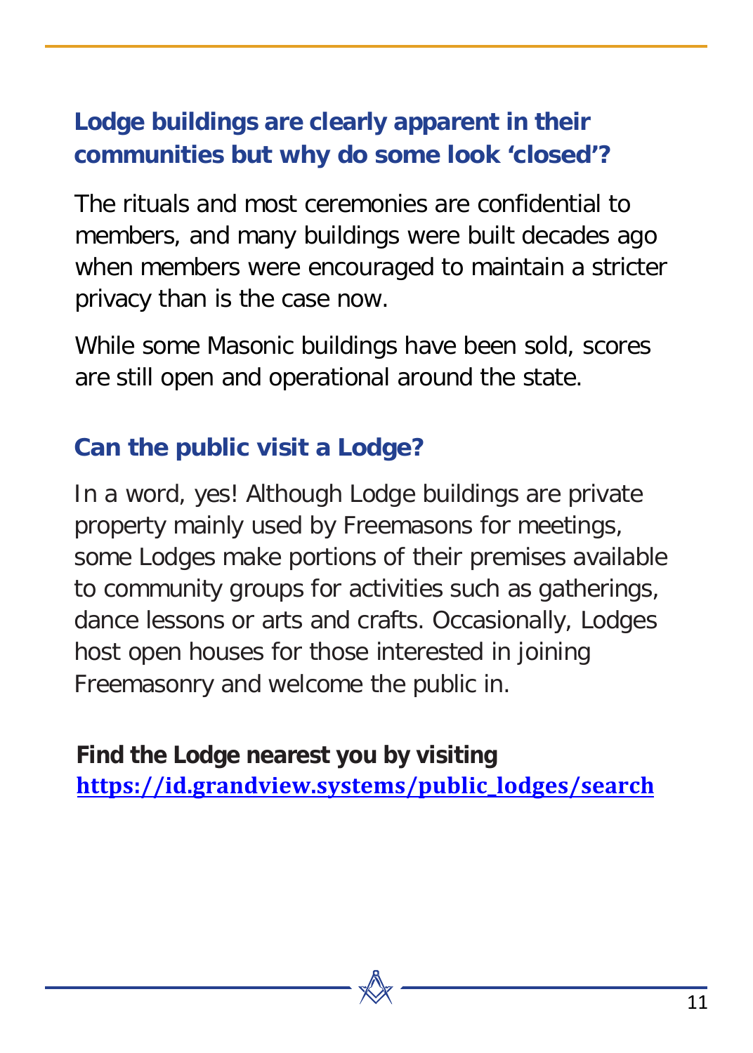## Lodge buildings are clearly apparent in their communities but why do some look 'closed'?

The rituals and most ceremonies are confidential to members, and many buildings were built decades ago when members were encouraged to maintain a stricter privacy than is the case now.

While some Masonic buildings have been sold, scores are still open and operational around the state.

## Can the public visit a Lodge?

In a word, yes! Although Lodge buildings are private property mainly used by Freemasons for meetings, some Lodges make portions of their premises available to community groups for activities such as gatherings, dance lessons or arts and crafts. Occasionally, Lodges host open houses for those interested in joining Freemasonry and welcome the public in.

**Find the Lodge nearest you by visiting**
**https://id.grandview.systems/public_lodges/search**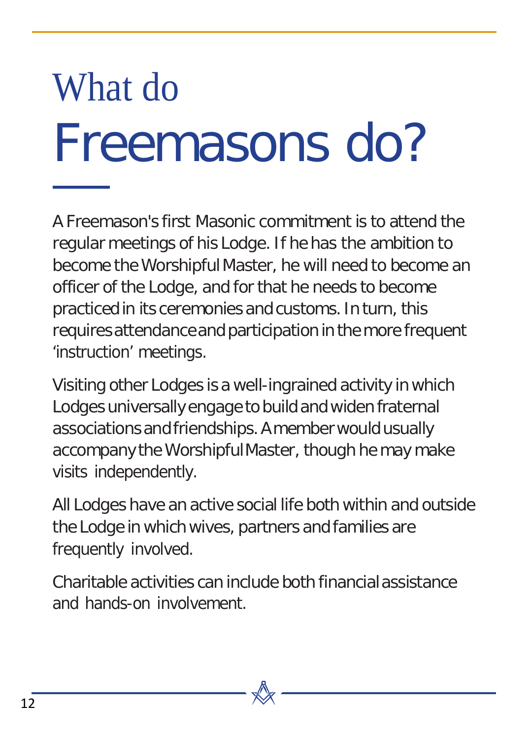# What do Freemasons do?

A Freemason's first Masonic commitment is to attend the regular meetings of his Lodge. If he has the ambition to become the Worshipful Master, he will need to become an officer of the Lodge, and for that he needs to become practiced in its ceremonies and customs. In turn, this requires attendance and participation in the more frequent 'instruction' meetings.

Visiting other Lodges is a well-ingrained activity in which Lodges universally engage to build and widen fraternal associations and friendships. A member would usually accompany the Worshipful Master, though he may make visits independently.

All Lodges have an active social life both within and outside the Lodge in which wives, partners and families are frequently involved.

Charitable activities can include both financial assistance and hands-on involvement.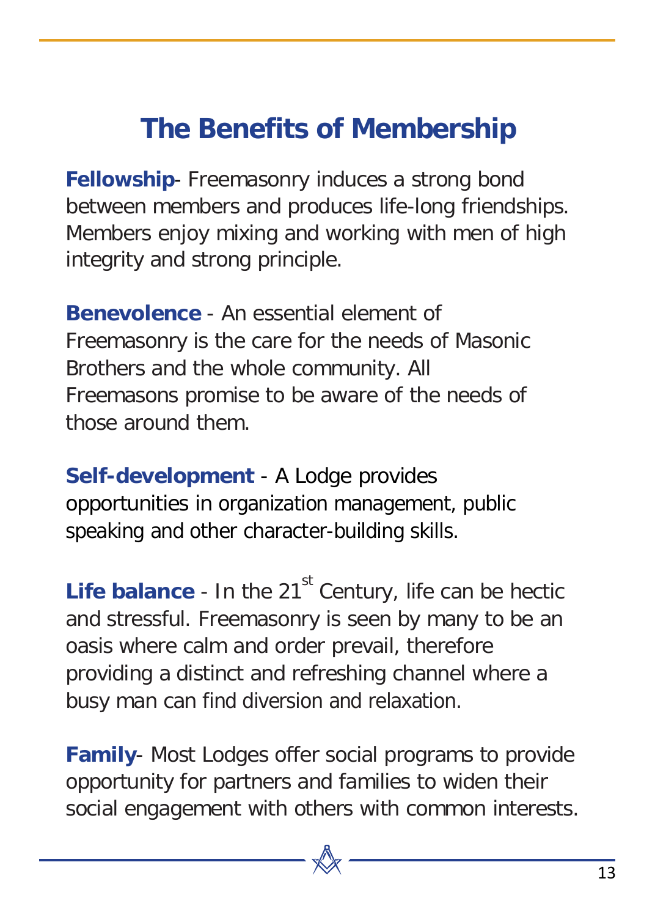# The Benefits of Membership

**Fellowship**- Freemasonry induces a strong bond between members and produces life-long friendships. Members enjoy mixing and working with men of high integrity and strong principle.

**Benevolence** - An essential element of Freemasonry is the care for the needs of Masonic Brothers and the whole community. All Freemasons promise to be aware of the needs of those around them.

**Self-development** - A Lodge provides opportunities in organization management, public speaking and other character-building skills.

**Life balance** - In the 21st Century, life can be hectic and stressful. Freemasonry is seen by many to be an oasis where calm and order prevail, therefore providing a distinct and refreshing channel where a busy man can find diversion and relaxation.

**Family**- Most Lodges offer social programs to provide opportunity for partners and families to widen their social engagement with others with common interests.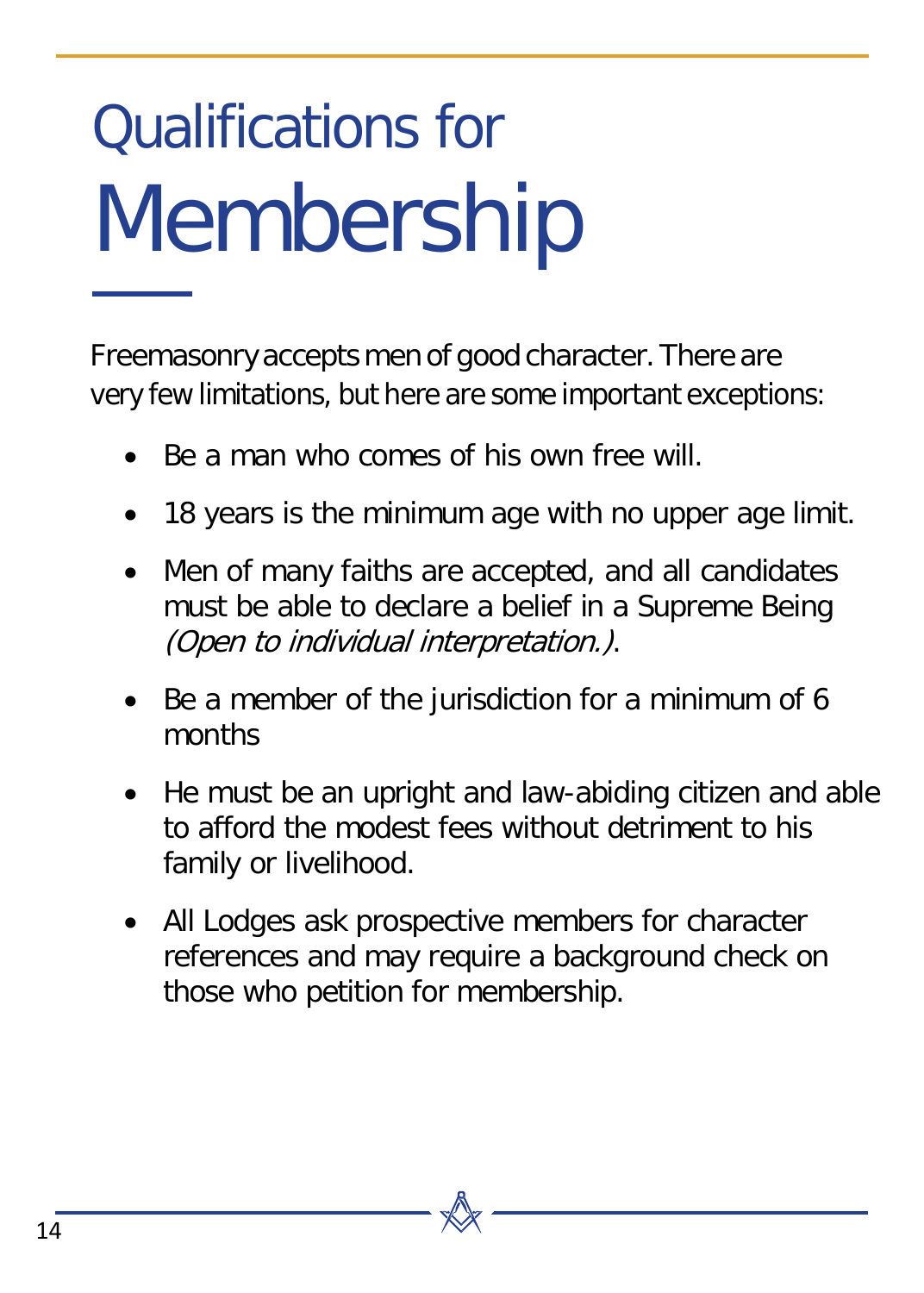# Qualifications for Membership

Freemasonry accepts men of good character. There are very few limitations, but here are some important exceptions:

- Be a man who comes of his own free will.
- 18 years is the minimum age with no upper age limit.
- Men of many faiths are accepted, and all candidates must be able to declare a belief in a Supreme Being *(Open to individual interpretation.)*.
- Be a member of the jurisdiction for a minimum of 6 months
- He must be an upright and law-abiding citizen and able to afford the modest fees without detriment to his family or livelihood.
- All Lodges ask prospective members for character references and may require a background check on those who petition for membership.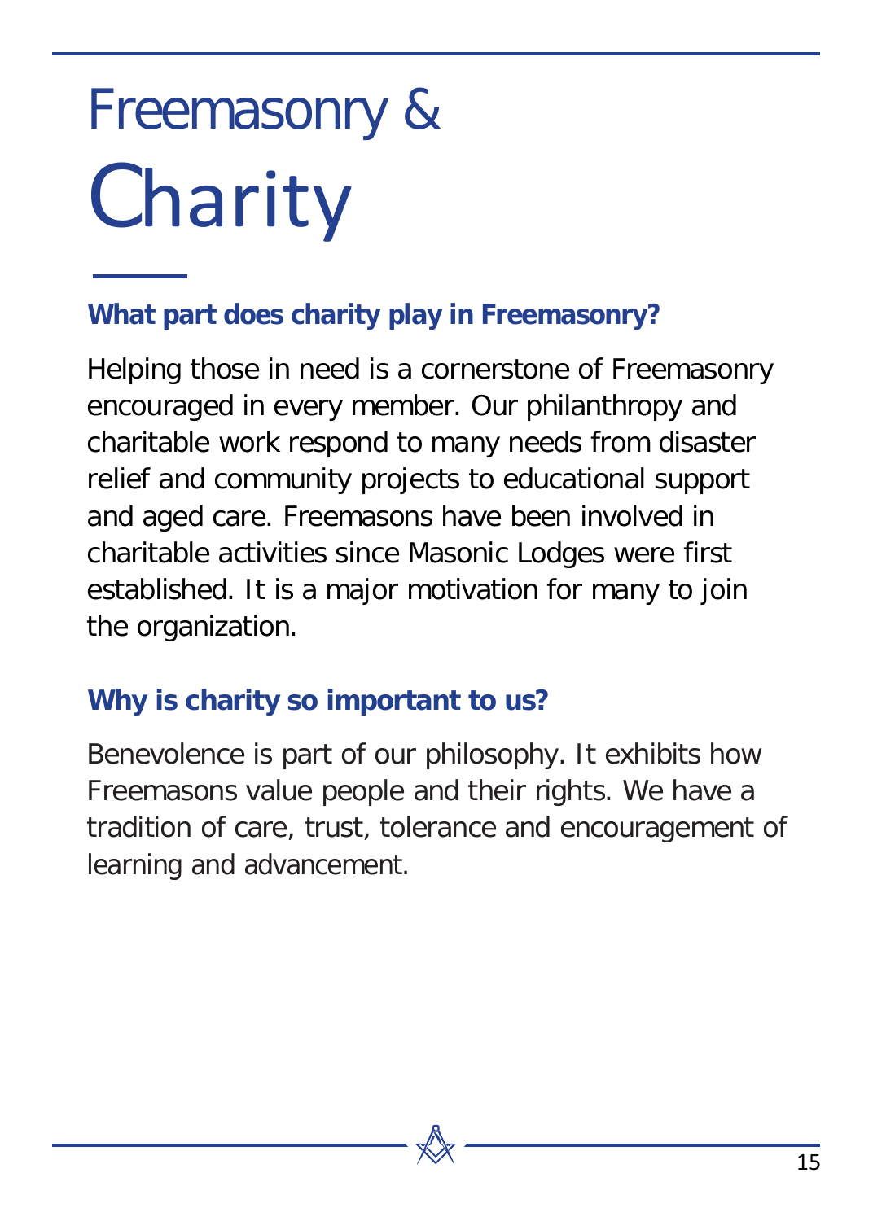# Freemasonry & Charity

## What part does charity play in Freemasonry?

Helping those in need is a cornerstone of Freemasonry encouraged in every member. Our philanthropy and charitable work respond to many needs from disaster relief and community projects to educational support and aged care. Freemasons have been involved in charitable activities since Masonic Lodges were first established. It is a major motivation for many to join the organization.

## Why is charity so important to us?

Benevolence is part of our philosophy. It exhibits how Freemasons value people and their rights. We have a tradition of care, trust, tolerance and encouragement of learning and advancement.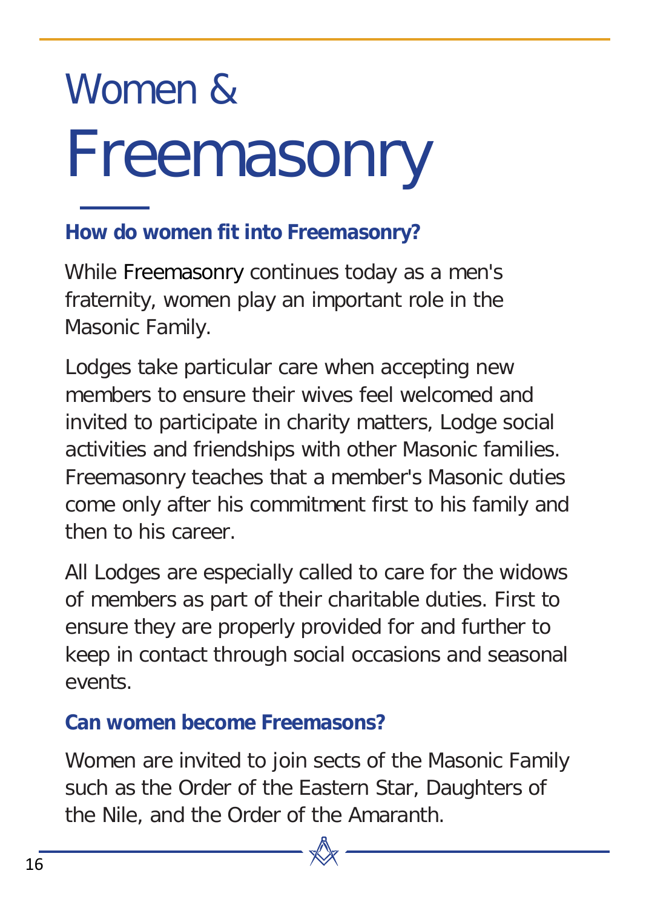# Women & Freemasonry

## How do women fit into Freemasonry?

While Freemasonry continues today as a men's fraternity, women play an important role in the Masonic Family.

Lodges take particular care when accepting new members to ensure their wives feel welcomed and invited to participate in charity matters, Lodge social activities and friendships with other Masonic families. Freemasonry teaches that a member's Masonic duties come only after his commitment first to his family and then to his career.

All Lodges are especially called to care for the widows of members as part of their charitable duties. First to ensure they are properly provided for and further to keep in contact through social occasions and seasonal events.

## Can women become Freemasons?

Women are invited to join sects of the Masonic Family such as the Order of the Eastern Star, Daughters of the Nile, and the Order of the Amaranth.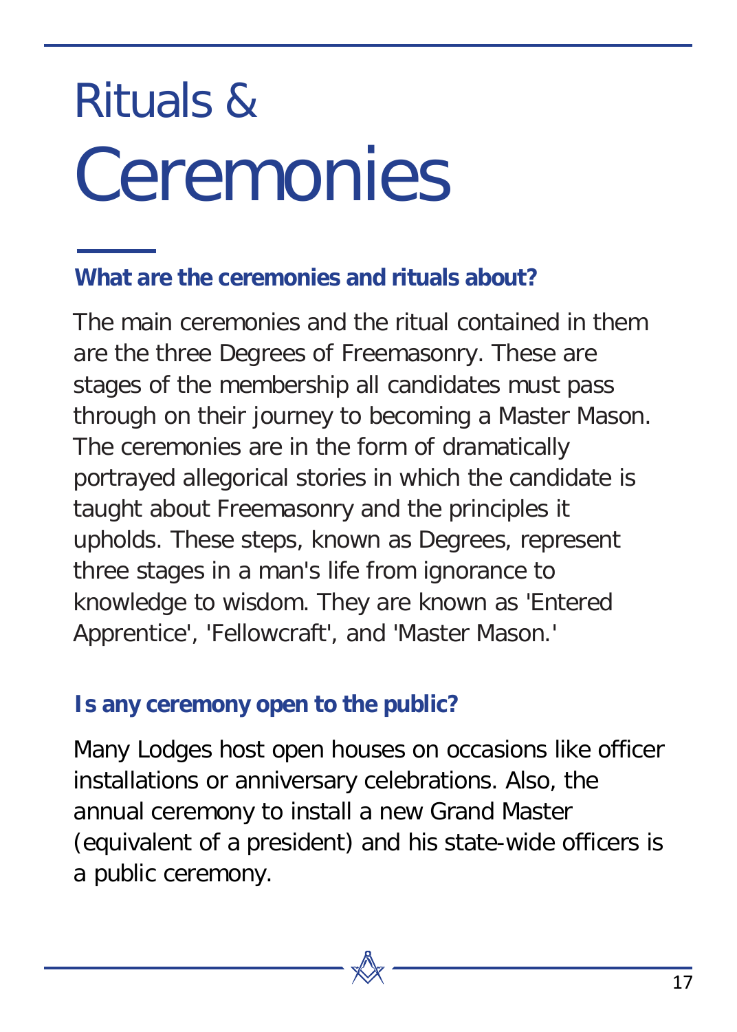# Rituals & Ceremonies

### What are the ceremonies and rituals about?

The main ceremonies and the ritual contained in them are the three Degrees of Freemasonry. These are stages of the membership all candidates must pass through on their journey to becoming a Master Mason. The ceremonies are in the form of dramatically portrayed allegorical stories in which the candidate is taught about Freemasonry and the principles it upholds. These steps, known as Degrees, represent three stages in a man's life from ignorance to knowledge to wisdom. They are known as 'Entered Apprentice', 'Fellowcraft', and 'Master Mason.'

### Is any ceremony open to the public?

Many Lodges host open houses on occasions like officer installations or anniversary celebrations. Also, the annual ceremony to install a new Grand Master (equivalent of a president) and his state-wide officers is a public ceremony.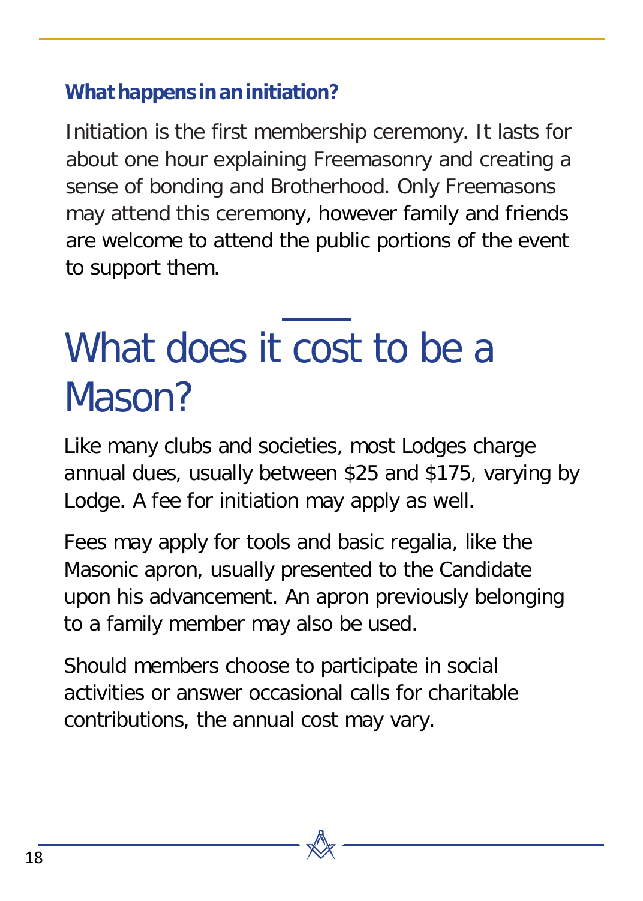### What happens in an initiation?

Initiation is the first membership ceremony. It lasts for about one hour explaining Freemasonry and creating a sense of bonding and Brotherhood. Only Freemasons may attend this ceremony, however family and friends are welcome to attend the public portions of the event to support them.

# What does it cost to be a Mason?

Like many clubs and societies, most Lodges charge annual dues, usually between $25 and $175, varying by Lodge. A fee for initiation may apply as well.

Fees may apply for tools and basic regalia, like the Masonic apron, usually presented to the Candidate upon his advancement. An apron previously belonging to a family member may also be used.

Should members choose to participate in social activities or answer occasional calls for charitable contributions, the annual cost may vary.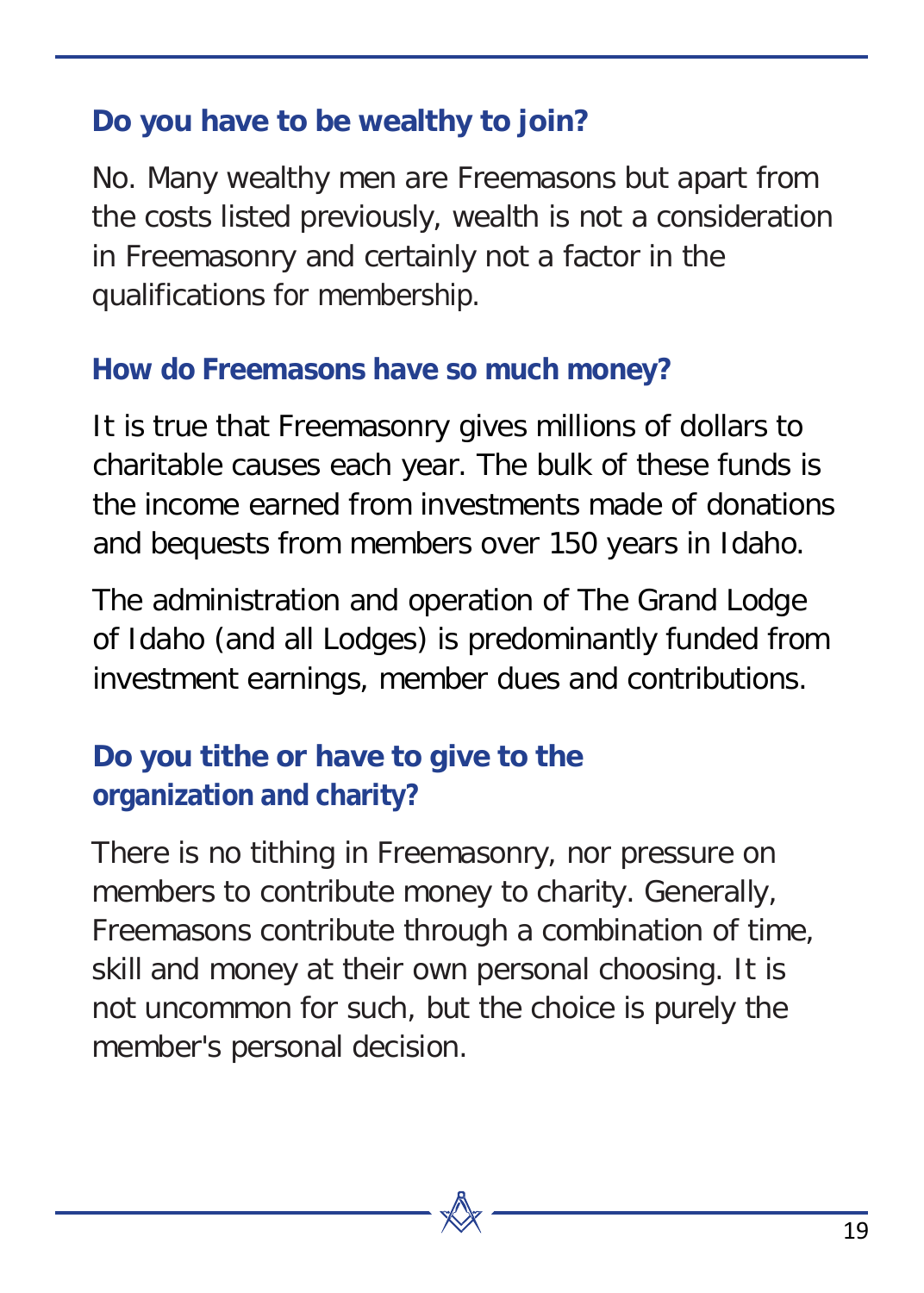### Do you have to be wealthy to join?

No. Many wealthy men are Freemasons but apart from the costs listed previously, wealth is not a consideration in Freemasonry and certainly not a factor in the qualifications for membership.

### How do Freemasons have so much money?

It is true that Freemasonry gives millions of dollars to charitable causes each year. The bulk of these funds is the income earned from investments made of donations and bequests from members over 150 years in Idaho.

The administration and operation of The Grand Lodge of Idaho (and all Lodges) is predominantly funded from investment earnings, member dues and contributions.

### Do you tithe or have to give to the organization and charity?

There is no tithing in Freemasonry, nor pressure on members to contribute money to charity. Generally, Freemasons contribute through a combination of time, skill and money at their own personal choosing. It is not uncommon for such, but the choice is purely the member's personal decision.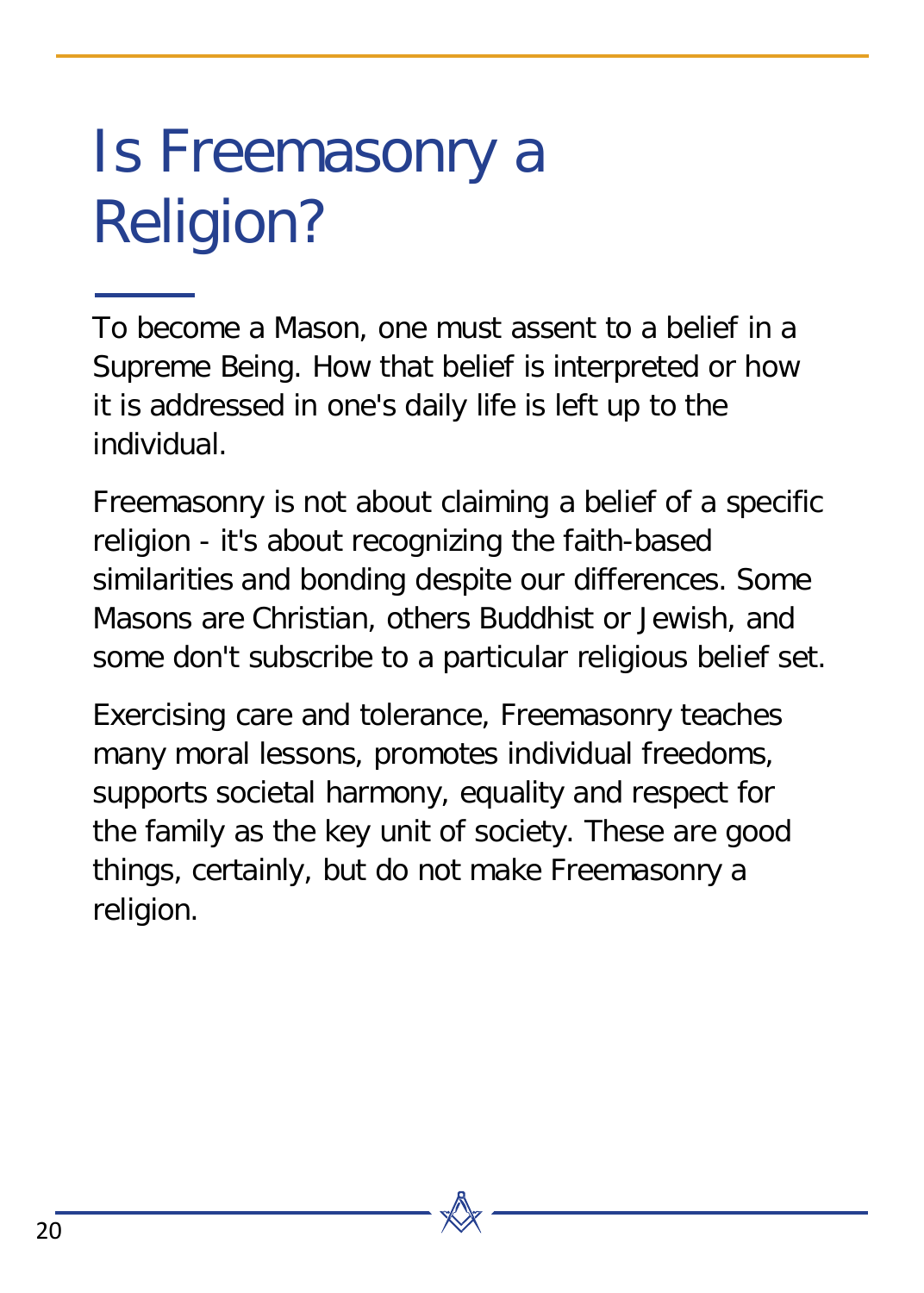# Is Freemasonry a Religion?

To become a Mason, one must assent to a belief in a Supreme Being. How that belief is interpreted or how it is addressed in one's daily life is left up to the individual.

Freemasonry is not about claiming a belief of a specific religion - it's about recognizing the faith-based similarities and bonding despite our differences. Some Masons are Christian, others Buddhist or Jewish, and some don't subscribe to a particular religious belief set.

Exercising care and tolerance, Freemasonry teaches many moral lessons, promotes individual freedoms, supports societal harmony, equality and respect for the family as the key unit of society. These are good things, certainly, but do not make Freemasonry a religion.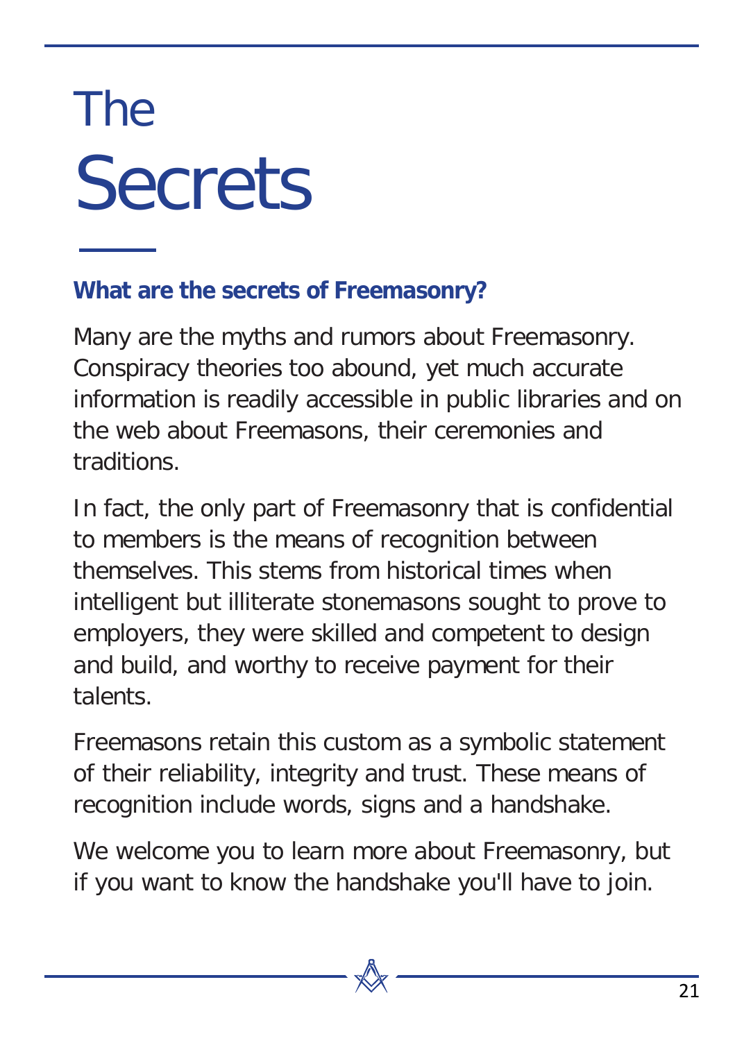# The Secrets

### What are the secrets of Freemasonry?

Many are the myths and rumors about Freemasonry. Conspiracy theories too abound, yet much accurate information is readily accessible in public libraries and on the web about Freemasons, their ceremonies and traditions.

In fact, the only part of Freemasonry that is confidential to members is the means of recognition between themselves. This stems from historical times when intelligent but illiterate stonemasons sought to prove to employers, they were skilled and competent to design and build, and worthy to receive payment for their talents.

Freemasons retain this custom as a symbolic statement of their reliability, integrity and trust. These means of recognition include words, signs and a handshake.

We welcome you to learn more about Freemasonry, but if you want to know the handshake you'll have to join.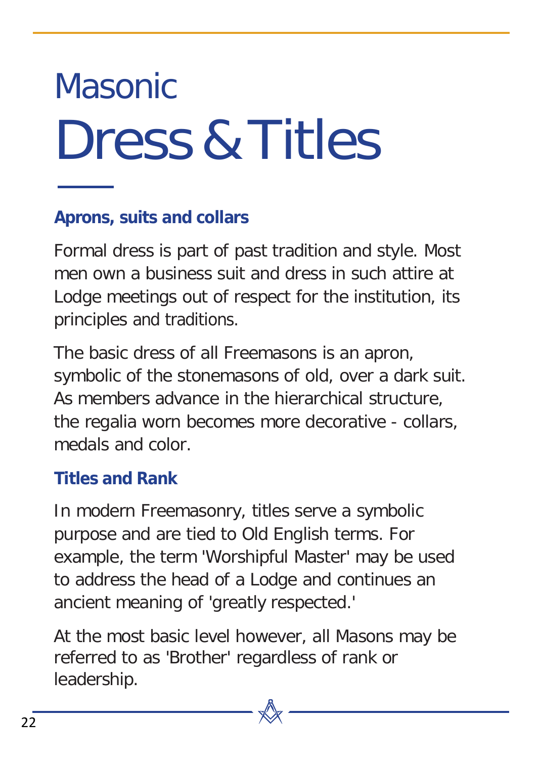# Masonic Dress & Titles

## Aprons, suits and collars

Formal dress is part of past tradition and style. Most men own a business suit and dress in such attire at Lodge meetings out of respect for the institution, its principles and traditions.

The basic dress of all Freemasons is an apron, symbolic of the stonemasons of old, over a dark suit. As members advance in the hierarchical structure, the regalia worn becomes more decorative - collars, medals and color.

## Titles and Rank

In modern Freemasonry, titles serve a symbolic purpose and are tied to Old English terms. For example, the term 'Worshipful Master' may be used to address the head of a Lodge and continues an ancient meaning of 'greatly respected.'

At the most basic level however, all Masons may be referred to as 'Brother' regardless of rank or leadership.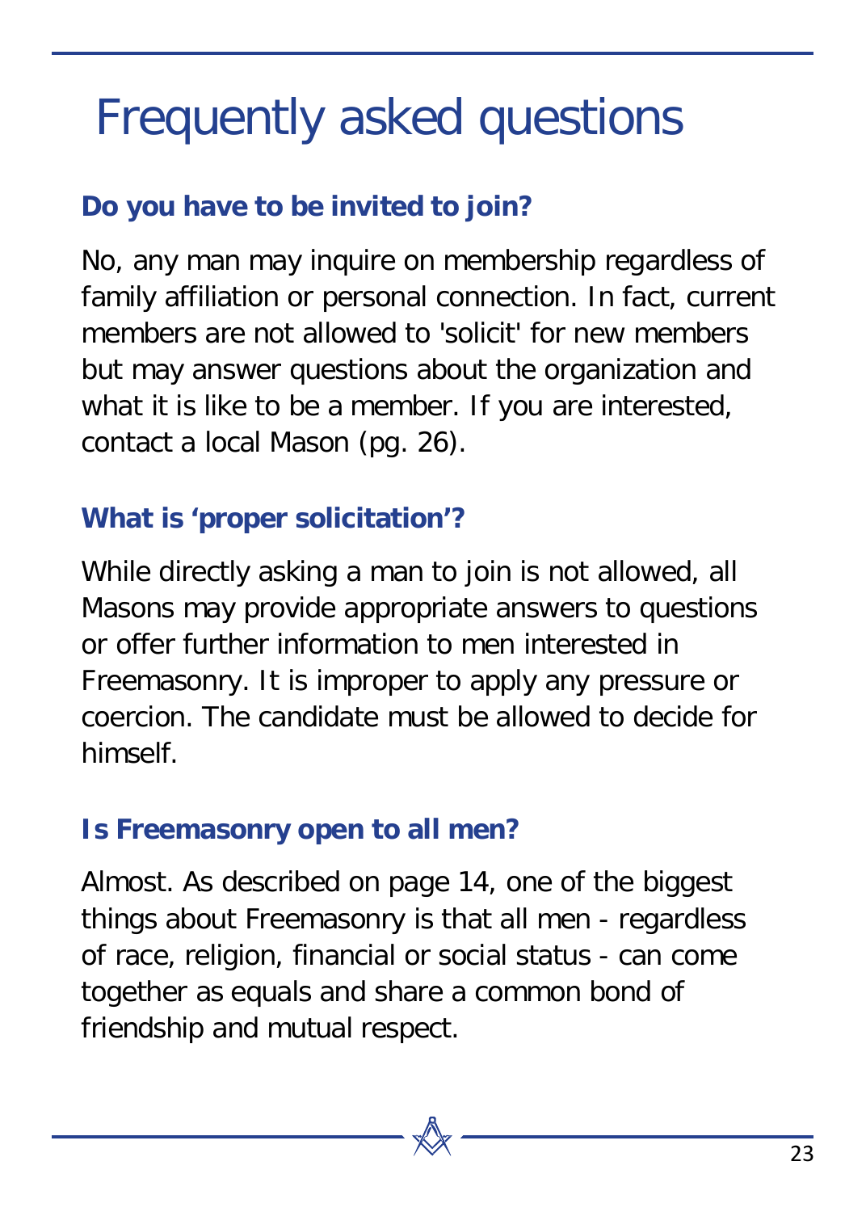# Frequently asked questions

### Do you have to be invited to join?

No, any man may inquire on membership regardless of family affiliation or personal connection. In fact, current members are not allowed to 'solicit' for new members but may answer questions about the organization and what it is like to be a member. If you are interested, contact a local Mason (pg. 26).

### What is ‘proper solicitation’?

While directly asking a man to join is not allowed, all Masons may provide appropriate answers to questions or offer further information to men interested in Freemasonry. It is improper to apply any pressure or coercion. The candidate must be allowed to decide for himself.

### Is Freemasonry open to all men?

Almost. As described on page 14, one of the biggest things about Freemasonry is that all men - regardless of race, religion, financial or social status - can come together as equals and share a common bond of friendship and mutual respect.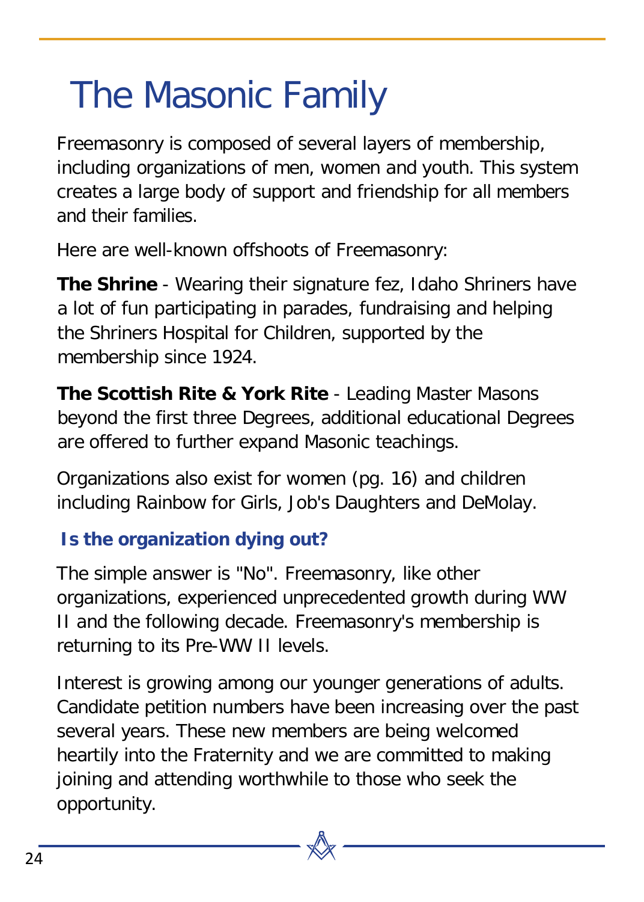# The Masonic Family

Freemasonry is composed of several layers of membership, including organizations of men, women and youth. This system creates a large body of support and friendship for all members and their families.

Here are well-known offshoots of Freemasonry:

**The Shrine** - Wearing their signature fez, Idaho Shriners have a lot of fun participating in parades, fundraising and helping the Shriners Hospital for Children, supported by the membership since 1924.

**The Scottish Rite & York Rite** - Leading Master Masons beyond the first three Degrees, additional educational Degrees are offered to further expand Masonic teachings.

Organizations also exist for women (pg. 16) and children including Rainbow for Girls, Job's Daughters and DeMolay.

## Is the organization dying out?

The simple answer is "No". Freemasonry, like other organizations, experienced unprecedented growth during WW II and the following decade. Freemasonry's membership is returning to its Pre-WW II levels.

Interest is growing among our younger generations of adults. Candidate petition numbers have been increasing over the past several years. These new members are being welcomed heartily into the Fraternity and we are committed to making joining and attending worthwhile to those who seek the opportunity.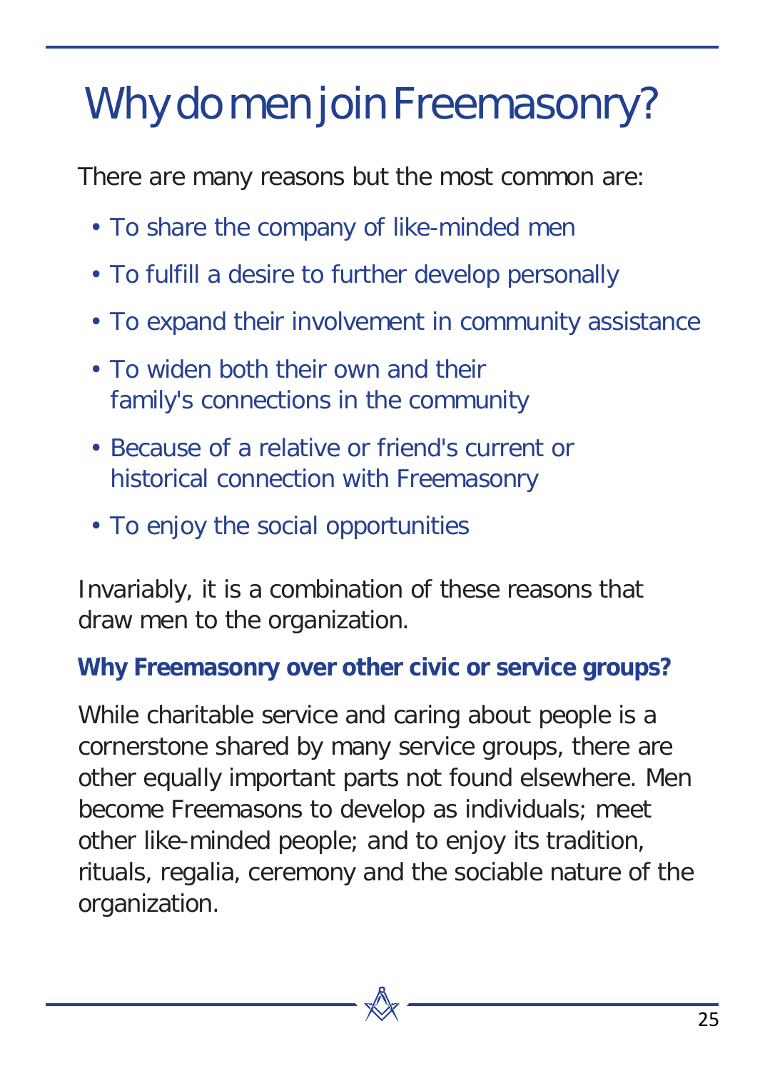# Why do men join Freemasonry?

There are many reasons but the most common are:

- To share the company of like-minded men
- To fulfill a desire to further develop personally
- To expand their involvement in community assistance
- To widen both their own and their family's connections in the community
- Because of a relative or friend's current or historical connection with Freemasonry
- To enjoy the social opportunities

Invariably, it is a combination of these reasons that draw men to the organization.

## Why Freemasonry over other civic or service groups?

While charitable service and caring about people is a cornerstone shared by many service groups, there are other equally important parts not found elsewhere. Men become Freemasons to develop as individuals; meet other like-minded people; and to enjoy its tradition, rituals, regalia, ceremony and the sociable nature of the organization.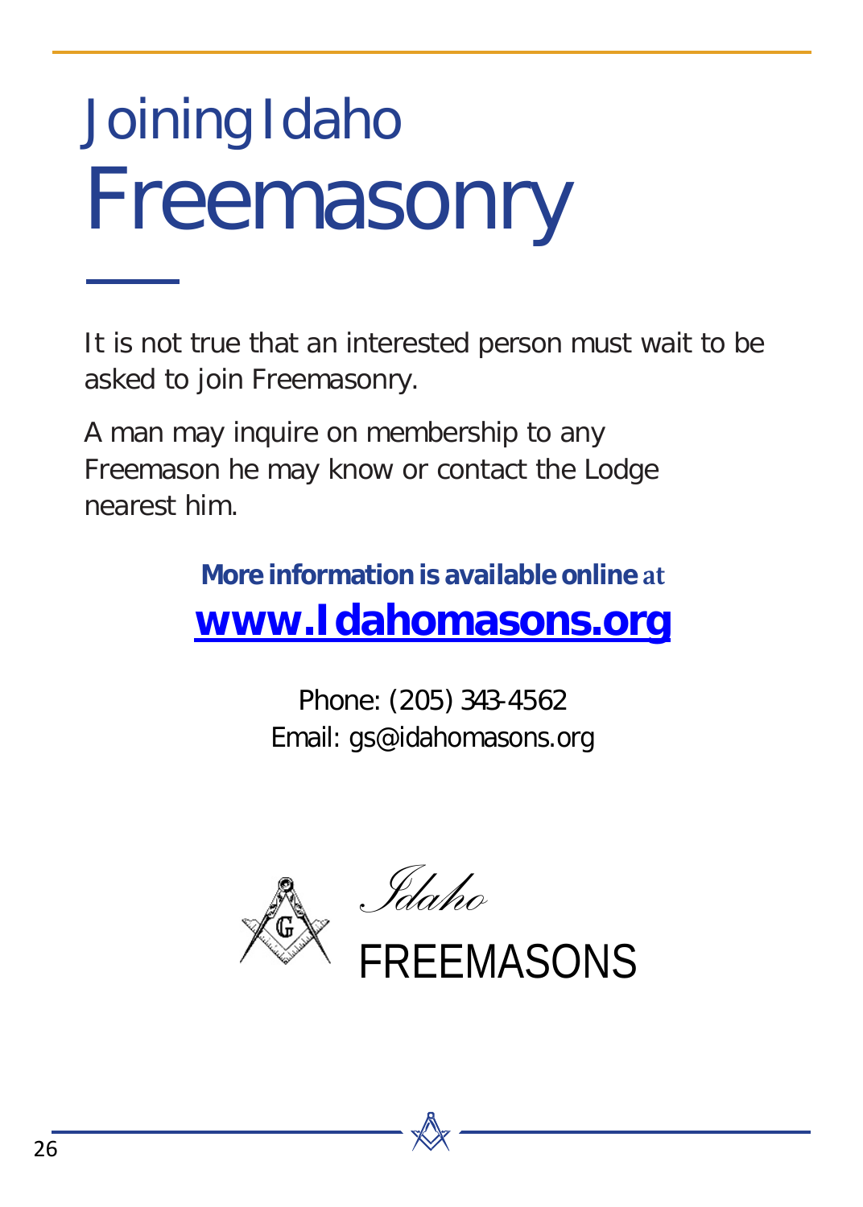# Joining Idaho Freemasonry

It is not true that an interested person must wait to be asked to join Freemasonry.

A man may inquire on membership to any Freemason he may know or contact the Lodge nearest him.

**More information is available online at**

**[www.Idahomasons.org](http://www.Idahomasons.org)**

Phone: (205) 343-4562
Email: gs@idahomasons.org

*Idaho*
FREEMASONS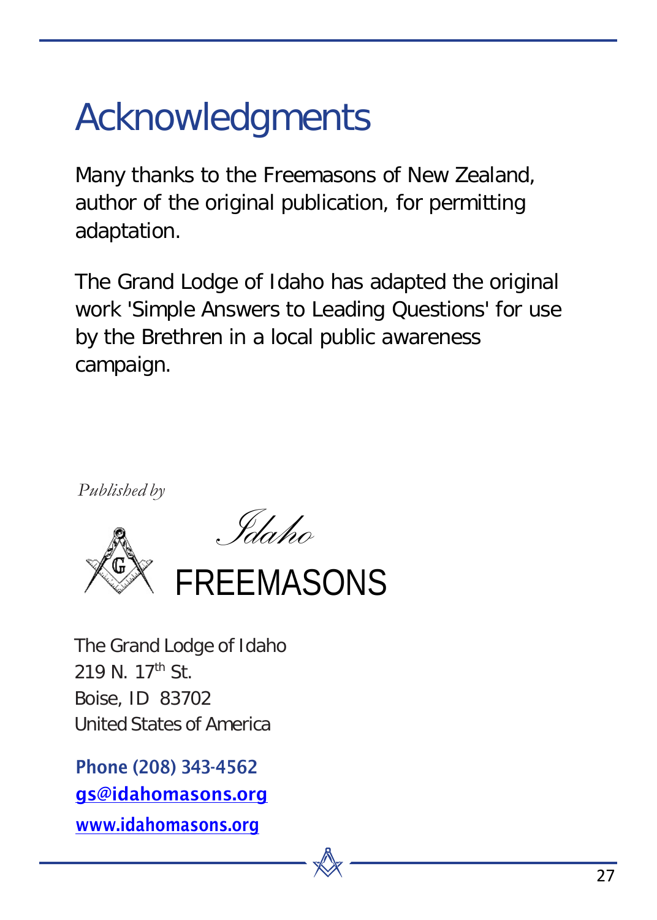# Acknowledgments

Many thanks to the Freemasons of New Zealand, author of the original publication, for permitting adaptation.

The Grand Lodge of Idaho has adapted the original work 'Simple Answers to Leading Questions' for use by the Brethren in a local public awareness campaign.

*Published by*

*Idaho*

FREEMASONS

The Grand Lodge of Idaho
219 N. 17th St.
Boise, ID 83702
United States of America

**Phone (208) 343-4562**
**gs@idahomasons.org**
**www.idahomasons.org**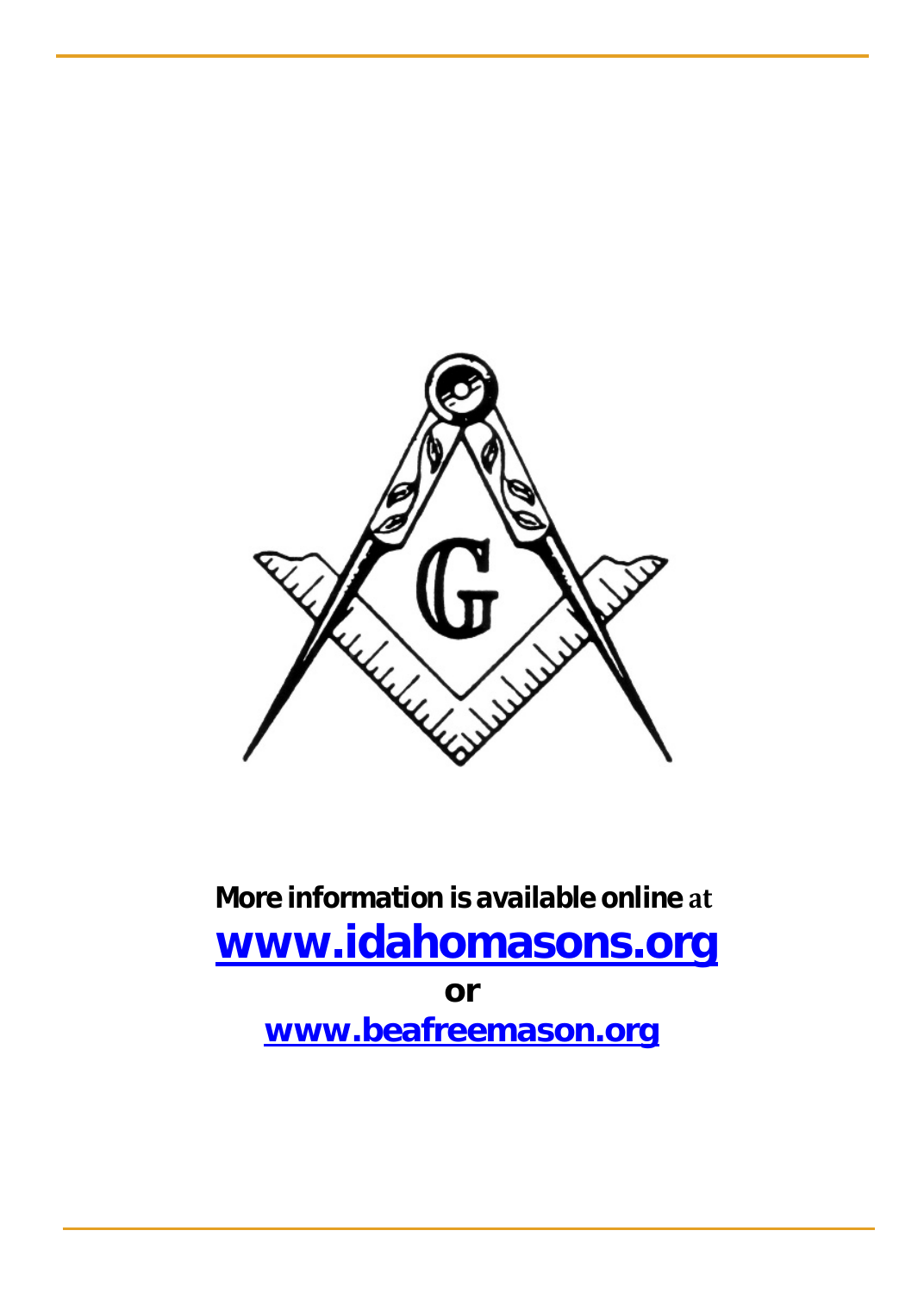**More information is available online at**

**[www.idahomasons.org](http://www.idahomasons.org)**

**or**

**[www.beafreemason.org](http://www.beafreemason.org)**